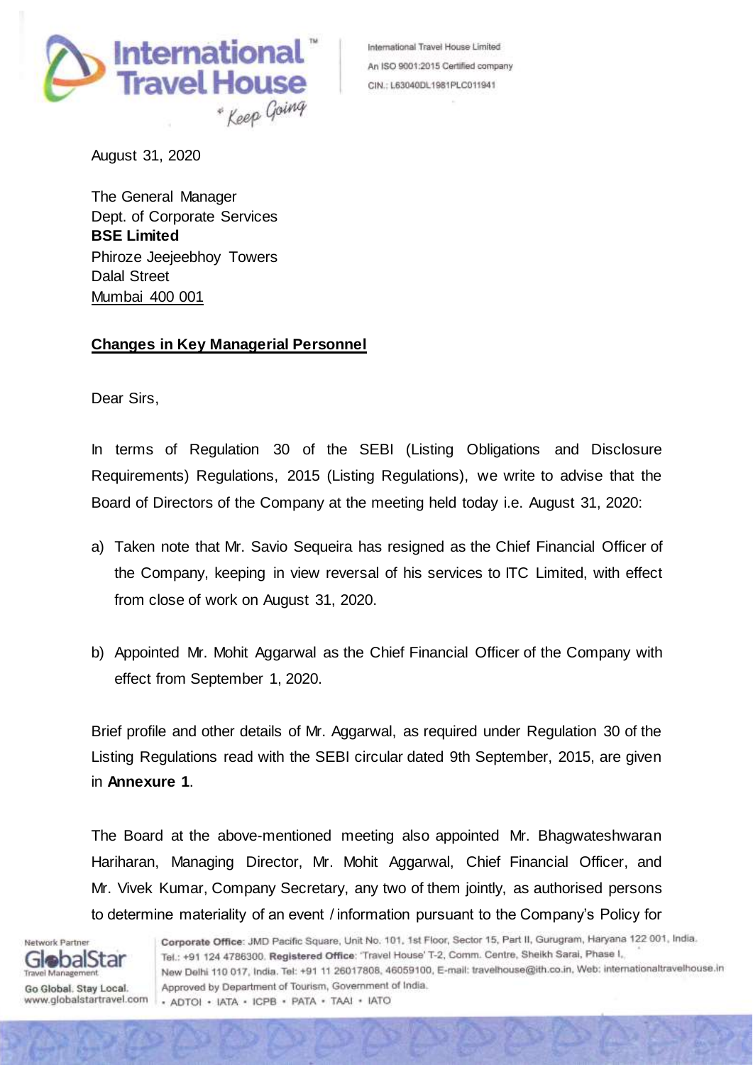International Travel House Limited
An ISO 9001:2015 Certified company
CIN.: L63040DL1981PLC011941

August 31, 2020

The General Manager
Dept. of Corporate Services
**BSE Limited**
Phiroze Jeejeebhoy Towers
Dalal Street
Mumbai 400 001

**Changes in Key Managerial Personnel**

Dear Sirs,

In terms of Regulation 30 of the SEBI (Listing Obligations and Disclosure Requirements) Regulations, 2015 (Listing Regulations), we write to advise that the Board of Directors of the Company at the meeting held today i.e. August 31, 2020:

a) Taken note that Mr. Savio Sequeira has resigned as the Chief Financial Officer of the Company, keeping in view reversal of his services to ITC Limited, with effect from close of work on August 31, 2020.

b) Appointed Mr. Mohit Aggarwal as the Chief Financial Officer of the Company with effect from September 1, 2020.

Brief profile and other details of Mr. Aggarwal, as required under Regulation 30 of the Listing Regulations read with the SEBI circular dated 9th September, 2015, are given in **Annexure 1**.

The Board at the above-mentioned meeting also appointed Mr. Bhagwateshwaran Hariharan, Managing Director, Mr. Mohit Aggarwal, Chief Financial Officer, and Mr. Vivek Kumar, Company Secretary, any two of them jointly, as authorised persons to determine materiality of an event / information pursuant to the Company's Policy for

Network Partner GlobalStar Travel Management
Go Global. Stay Local.
www.globalstartravel.com

**Corporate Office**: JMD Pacific Square, Unit No. 101, 1st Floor, Sector 15, Part II, Gurugram, Haryana 122 001, India. Tel.: +91 124 4786300. **Registered Office**: 'Travel House' T-2, Comm. Centre, Sheikh Sarai, Phase I, New Delhi 110 017, India. Tel: +91 11 26017808, 46059100, E-mail: travelhouse@ith.co.in, Web: internationaltravelhouse.in
Approved by Department of Tourism, Government of India.
• ADTOI • IATA • ICPB • PATA • TAAI • IATO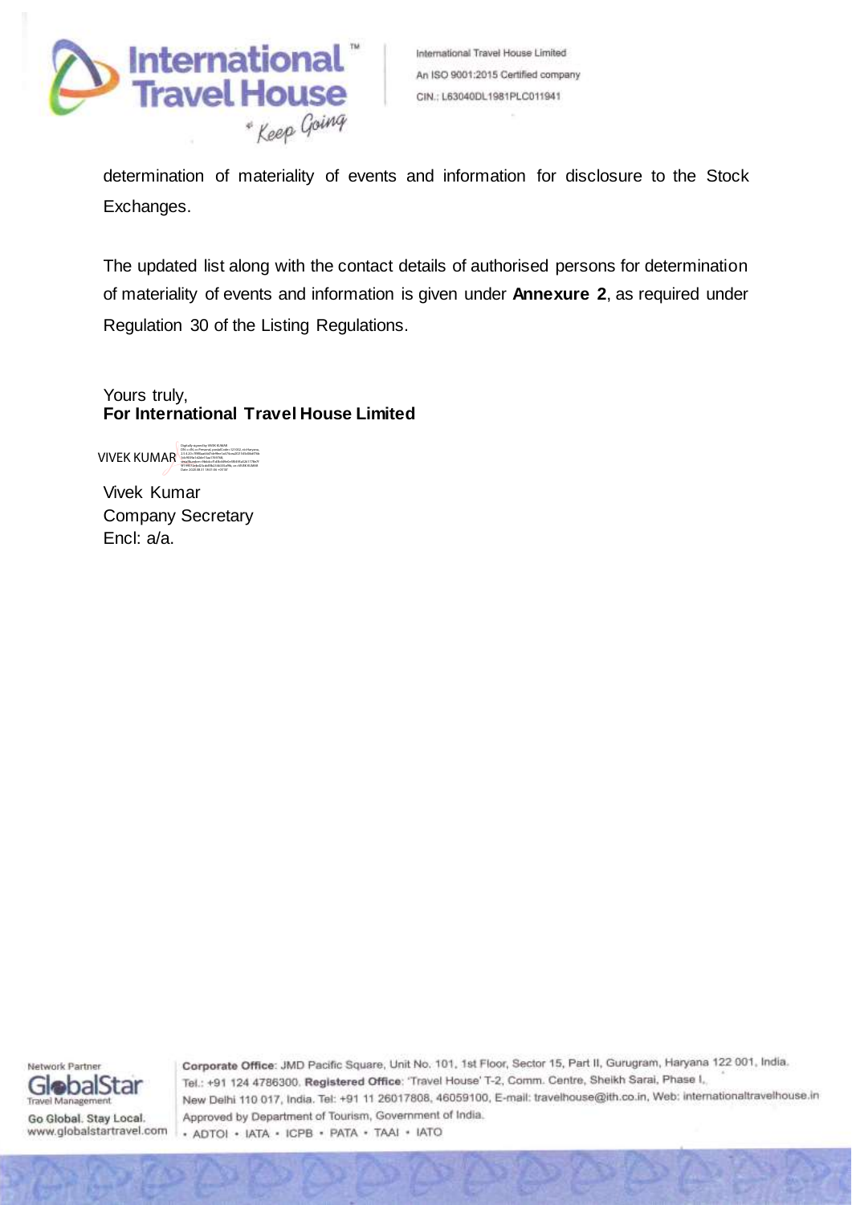determination of materiality of events and information for disclosure to the Stock Exchanges.

The updated list along with the contact details of authorised persons for determination of materiality of events and information is given under **Annexure 2**, as required under Regulation 30 of the Listing Regulations.

Yours truly,
**For International Travel House Limited**

VIVEK KUMAR

Vivek Kumar
Company Secretary
Encl: a/a.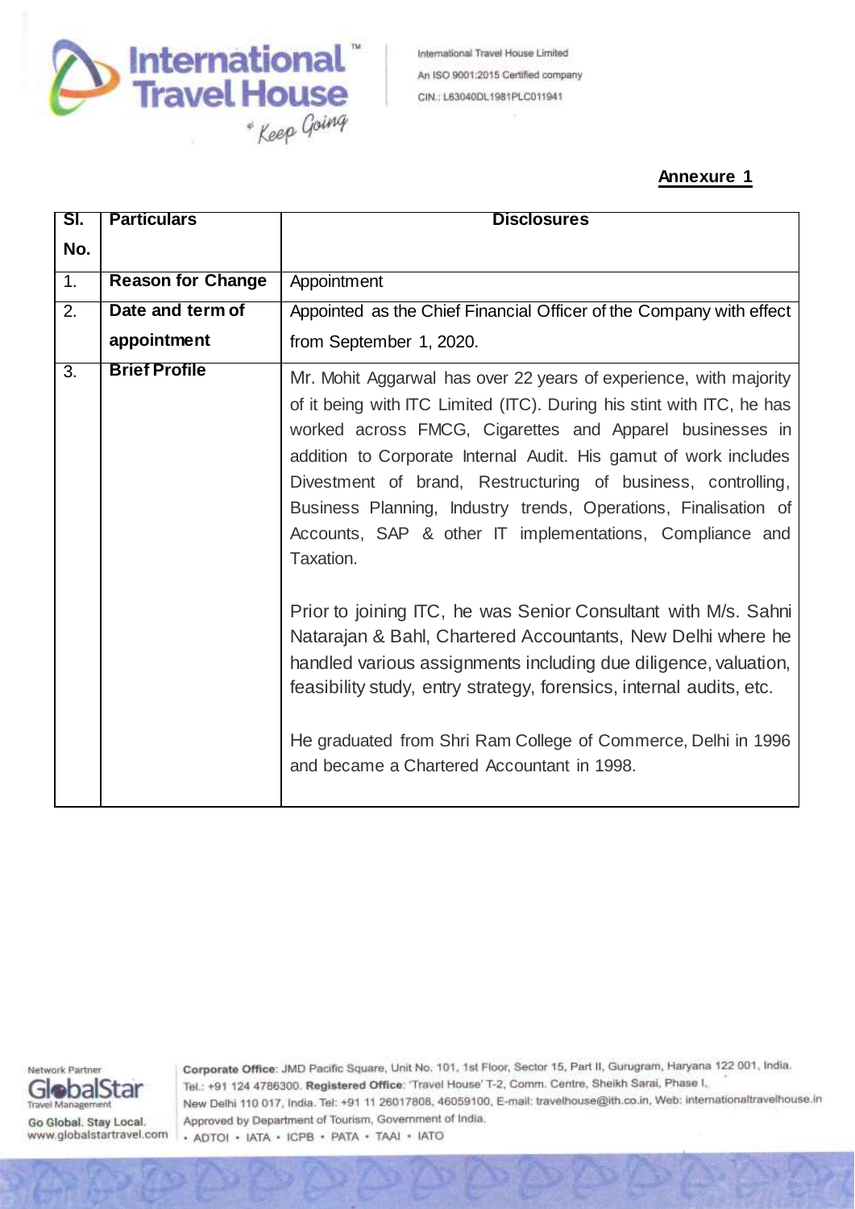**Annexure 1**

| Sl. No. | Particulars | Disclosures |
|---|---|---|
| 1. | **Reason for Change** | Appointment |
| 2. | **Date and term of appointment** | Appointed as the Chief Financial Officer of the Company with effect from September 1, 2020. |
| 3. | **Brief Profile** | Mr. Mohit Aggarwal has over 22 years of experience, with majority of it being with ITC Limited (ITC). During his stint with ITC, he has worked across FMCG, Cigarettes and Apparel businesses in addition to Corporate Internal Audit. His gamut of work includes Divestment of brand, Restructuring of business, controlling, Business Planning, Industry trends, Operations, Finalisation of Accounts, SAP & other IT implementations, Compliance and Taxation.<br><br>Prior to joining ITC, he was Senior Consultant with M/s. Sahni Natarajan & Bahl, Chartered Accountants, New Delhi where he handled various assignments including due diligence, valuation, feasibility study, entry strategy, forensics, internal audits, etc.<br><br>He graduated from Shri Ram College of Commerce, Delhi in 1996 and became a Chartered Accountant in 1998. |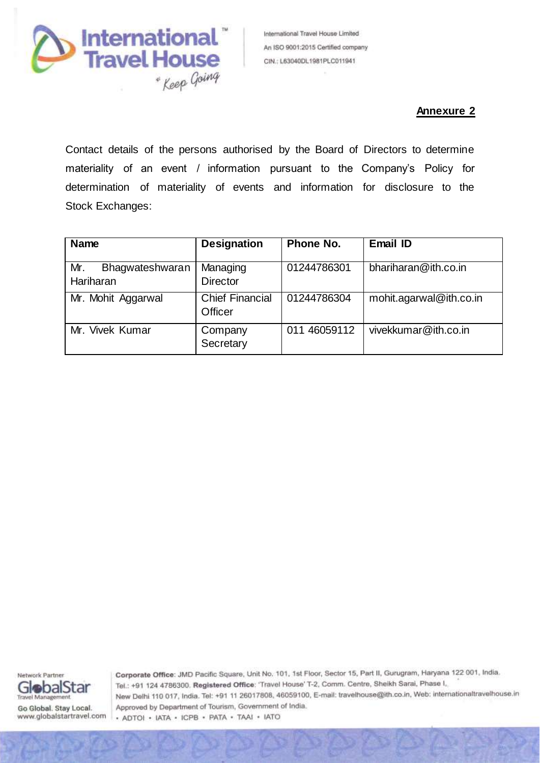**Annexure 2**

Contact details of the persons authorised by the Board of Directors to determine materiality of an event / information pursuant to the Company's Policy for determination of materiality of events and information for disclosure to the Stock Exchanges:

| Name | Designation | Phone No. | Email ID |
|---|---|---|---|
| Mr. Bhagwateshwaran Hariharan | Managing Director | 01244786301 | bhariharan@ith.co.in |
| Mr. Mohit Aggarwal | Chief Financial Officer | 01244786304 | mohit.agarwal@ith.co.in |
| Mr. Vivek Kumar | Company Secretary | 011 46059112 | vivekkumar@ith.co.in |